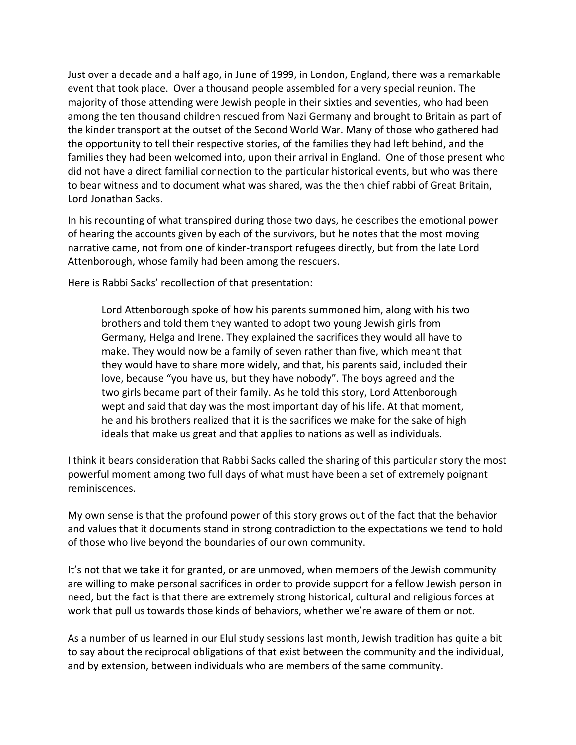Just over a decade and a half ago, in June of 1999, in London, England, there was a remarkable event that took place. Over a thousand people assembled for a very special reunion. The majority of those attending were Jewish people in their sixties and seventies, who had been among the ten thousand children rescued from Nazi Germany and brought to Britain as part of the kinder transport at the outset of the Second World War. Many of those who gathered had the opportunity to tell their respective stories, of the families they had left behind, and the families they had been welcomed into, upon their arrival in England. One of those present who did not have a direct familial connection to the particular historical events, but who was there to bear witness and to document what was shared, was the then chief rabbi of Great Britain, Lord Jonathan Sacks.

In his recounting of what transpired during those two days, he describes the emotional power of hearing the accounts given by each of the survivors, but he notes that the most moving narrative came, not from one of kinder-transport refugees directly, but from the late Lord Attenborough, whose family had been among the rescuers.

Here is Rabbi Sacks' recollection of that presentation:

> Lord Attenborough spoke of how his parents summoned him, along with his two brothers and told them they wanted to adopt two young Jewish girls from Germany, Helga and Irene. They explained the sacrifices they would all have to make. They would now be a family of seven rather than five, which meant that they would have to share more widely, and that, his parents said, included their love, because "you have us, but they have nobody". The boys agreed and the two girls became part of their family. As he told this story, Lord Attenborough wept and said that day was the most important day of his life. At that moment, he and his brothers realized that it is the sacrifices we make for the sake of high ideals that make us great and that applies to nations as well as individuals.

I think it bears consideration that Rabbi Sacks called the sharing of this particular story the most powerful moment among two full days of what must have been a set of extremely poignant reminiscences.

My own sense is that the profound power of this story grows out of the fact that the behavior and values that it documents stand in strong contradiction to the expectations we tend to hold of those who live beyond the boundaries of our own community.

It's not that we take it for granted, or are unmoved, when members of the Jewish community are willing to make personal sacrifices in order to provide support for a fellow Jewish person in need, but the fact is that there are extremely strong historical, cultural and religious forces at work that pull us towards those kinds of behaviors, whether we're aware of them or not.

As a number of us learned in our Elul study sessions last month, Jewish tradition has quite a bit to say about the reciprocal obligations of that exist between the community and the individual, and by extension, between individuals who are members of the same community.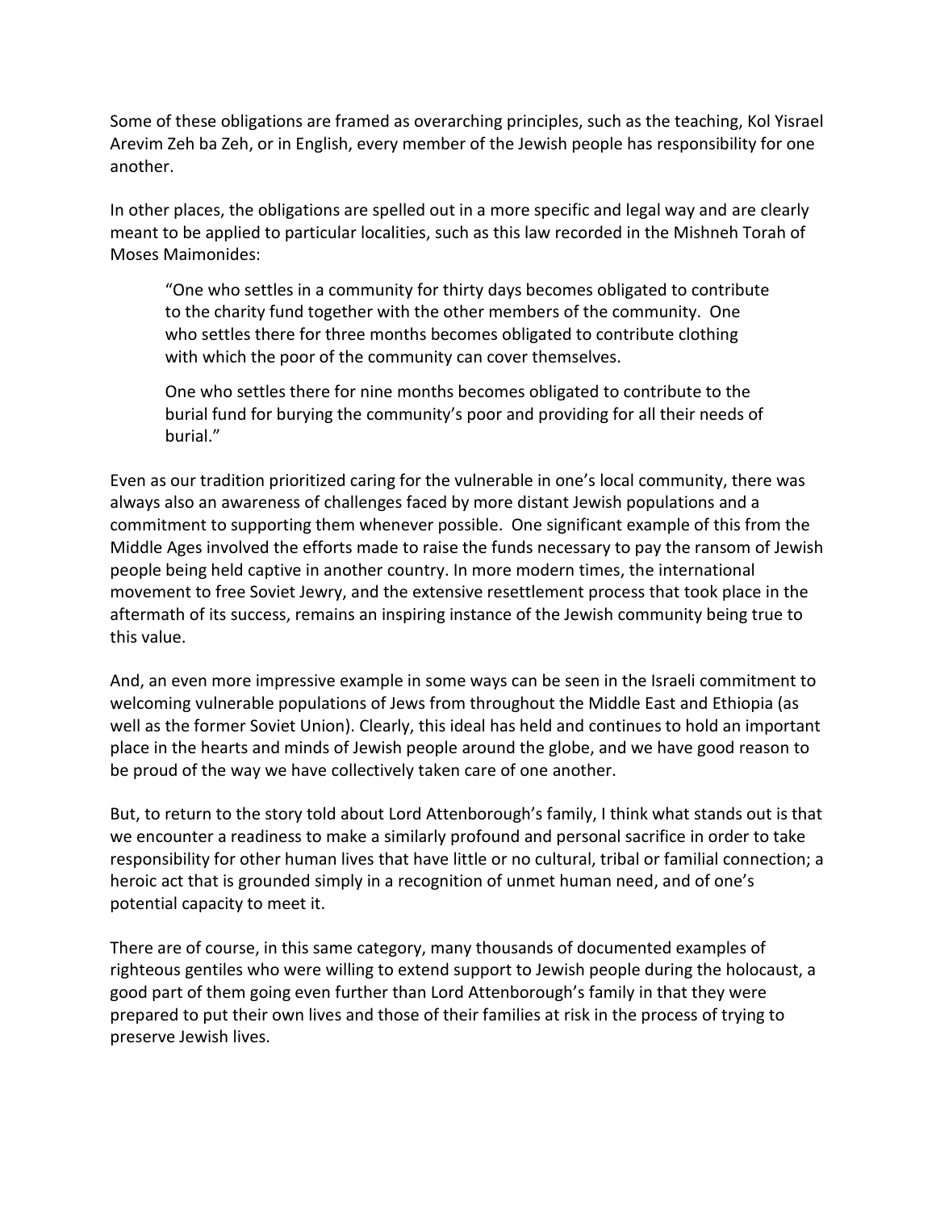Some of these obligations are framed as overarching principles, such as the teaching, Kol Yisrael Arevim Zeh ba Zeh, or in English, every member of the Jewish people has responsibility for one another.

In other places, the obligations are spelled out in a more specific and legal way and are clearly meant to be applied to particular localities, such as this law recorded in the Mishneh Torah of Moses Maimonides:

> "One who settles in a community for thirty days becomes obligated to contribute to the charity fund together with the other members of the community. One who settles there for three months becomes obligated to contribute clothing with which the poor of the community can cover themselves.
>
> One who settles there for nine months becomes obligated to contribute to the burial fund for burying the community's poor and providing for all their needs of burial."

Even as our tradition prioritized caring for the vulnerable in one's local community, there was always also an awareness of challenges faced by more distant Jewish populations and a commitment to supporting them whenever possible. One significant example of this from the Middle Ages involved the efforts made to raise the funds necessary to pay the ransom of Jewish people being held captive in another country. In more modern times, the international movement to free Soviet Jewry, and the extensive resettlement process that took place in the aftermath of its success, remains an inspiring instance of the Jewish community being true to this value.

And, an even more impressive example in some ways can be seen in the Israeli commitment to welcoming vulnerable populations of Jews from throughout the Middle East and Ethiopia (as well as the former Soviet Union). Clearly, this ideal has held and continues to hold an important place in the hearts and minds of Jewish people around the globe, and we have good reason to be proud of the way we have collectively taken care of one another.

But, to return to the story told about Lord Attenborough's family, I think what stands out is that we encounter a readiness to make a similarly profound and personal sacrifice in order to take responsibility for other human lives that have little or no cultural, tribal or familial connection; a heroic act that is grounded simply in a recognition of unmet human need, and of one's potential capacity to meet it.

There are of course, in this same category, many thousands of documented examples of righteous gentiles who were willing to extend support to Jewish people during the holocaust, a good part of them going even further than Lord Attenborough's family in that they were prepared to put their own lives and those of their families at risk in the process of trying to preserve Jewish lives.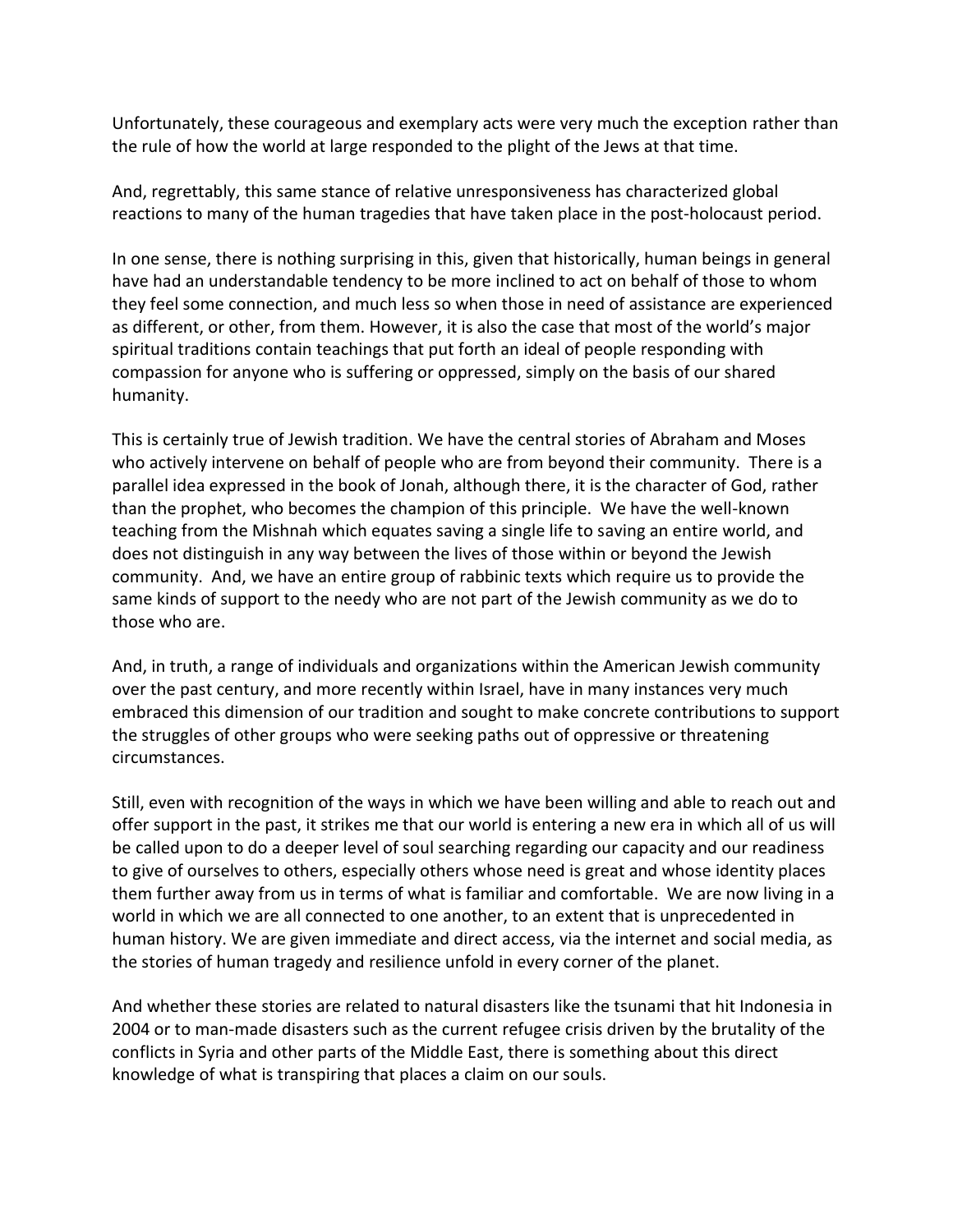Unfortunately, these courageous and exemplary acts were very much the exception rather than the rule of how the world at large responded to the plight of the Jews at that time.

And, regrettably, this same stance of relative unresponsiveness has characterized global reactions to many of the human tragedies that have taken place in the post-holocaust period.

In one sense, there is nothing surprising in this, given that historically, human beings in general have had an understandable tendency to be more inclined to act on behalf of those to whom they feel some connection, and much less so when those in need of assistance are experienced as different, or other, from them. However, it is also the case that most of the world's major spiritual traditions contain teachings that put forth an ideal of people responding with compassion for anyone who is suffering or oppressed, simply on the basis of our shared humanity.

This is certainly true of Jewish tradition. We have the central stories of Abraham and Moses who actively intervene on behalf of people who are from beyond their community. There is a parallel idea expressed in the book of Jonah, although there, it is the character of God, rather than the prophet, who becomes the champion of this principle. We have the well-known teaching from the Mishnah which equates saving a single life to saving an entire world, and does not distinguish in any way between the lives of those within or beyond the Jewish community. And, we have an entire group of rabbinic texts which require us to provide the same kinds of support to the needy who are not part of the Jewish community as we do to those who are.

And, in truth, a range of individuals and organizations within the American Jewish community over the past century, and more recently within Israel, have in many instances very much embraced this dimension of our tradition and sought to make concrete contributions to support the struggles of other groups who were seeking paths out of oppressive or threatening circumstances.

Still, even with recognition of the ways in which we have been willing and able to reach out and offer support in the past, it strikes me that our world is entering a new era in which all of us will be called upon to do a deeper level of soul searching regarding our capacity and our readiness to give of ourselves to others, especially others whose need is great and whose identity places them further away from us in terms of what is familiar and comfortable. We are now living in a world in which we are all connected to one another, to an extent that is unprecedented in human history. We are given immediate and direct access, via the internet and social media, as the stories of human tragedy and resilience unfold in every corner of the planet.

And whether these stories are related to natural disasters like the tsunami that hit Indonesia in 2004 or to man-made disasters such as the current refugee crisis driven by the brutality of the conflicts in Syria and other parts of the Middle East, there is something about this direct knowledge of what is transpiring that places a claim on our souls.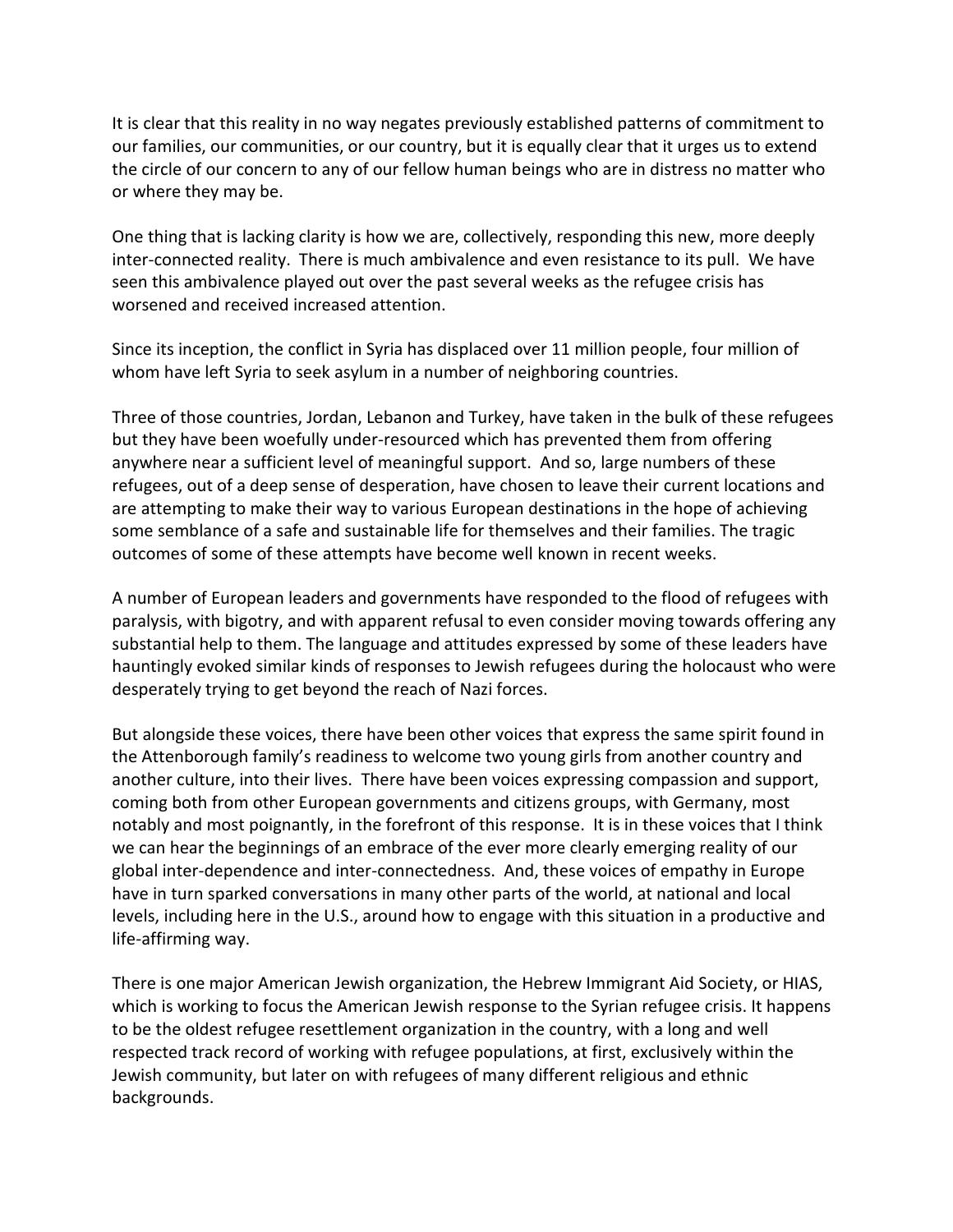It is clear that this reality in no way negates previously established patterns of commitment to our families, our communities, or our country, but it is equally clear that it urges us to extend the circle of our concern to any of our fellow human beings who are in distress no matter who or where they may be.

One thing that is lacking clarity is how we are, collectively, responding this new, more deeply inter-connected reality. There is much ambivalence and even resistance to its pull. We have seen this ambivalence played out over the past several weeks as the refugee crisis has worsened and received increased attention.

Since its inception, the conflict in Syria has displaced over 11 million people, four million of whom have left Syria to seek asylum in a number of neighboring countries.

Three of those countries, Jordan, Lebanon and Turkey, have taken in the bulk of these refugees but they have been woefully under-resourced which has prevented them from offering anywhere near a sufficient level of meaningful support. And so, large numbers of these refugees, out of a deep sense of desperation, have chosen to leave their current locations and are attempting to make their way to various European destinations in the hope of achieving some semblance of a safe and sustainable life for themselves and their families. The tragic outcomes of some of these attempts have become well known in recent weeks.

A number of European leaders and governments have responded to the flood of refugees with paralysis, with bigotry, and with apparent refusal to even consider moving towards offering any substantial help to them. The language and attitudes expressed by some of these leaders have hauntingly evoked similar kinds of responses to Jewish refugees during the holocaust who were desperately trying to get beyond the reach of Nazi forces.

But alongside these voices, there have been other voices that express the same spirit found in the Attenborough family's readiness to welcome two young girls from another country and another culture, into their lives. There have been voices expressing compassion and support, coming both from other European governments and citizens groups, with Germany, most notably and most poignantly, in the forefront of this response. It is in these voices that I think we can hear the beginnings of an embrace of the ever more clearly emerging reality of our global inter-dependence and inter-connectedness. And, these voices of empathy in Europe have in turn sparked conversations in many other parts of the world, at national and local levels, including here in the U.S., around how to engage with this situation in a productive and life-affirming way.

There is one major American Jewish organization, the Hebrew Immigrant Aid Society, or HIAS, which is working to focus the American Jewish response to the Syrian refugee crisis. It happens to be the oldest refugee resettlement organization in the country, with a long and well respected track record of working with refugee populations, at first, exclusively within the Jewish community, but later on with refugees of many different religious and ethnic backgrounds.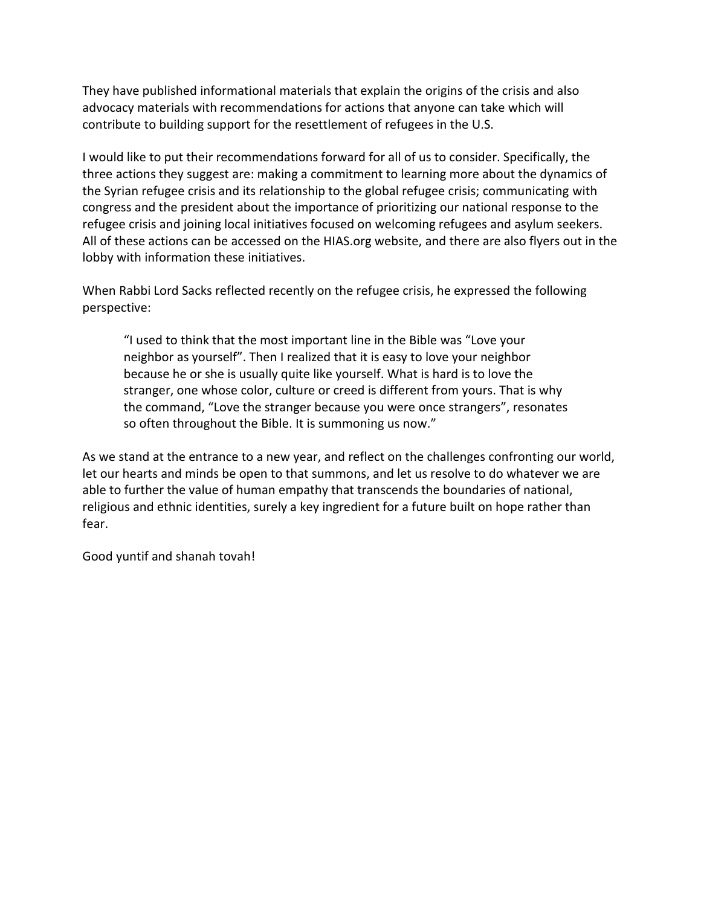They have published informational materials that explain the origins of the crisis and also advocacy materials with recommendations for actions that anyone can take which will contribute to building support for the resettlement of refugees in the U.S.

I would like to put their recommendations forward for all of us to consider. Specifically, the three actions they suggest are: making a commitment to learning more about the dynamics of the Syrian refugee crisis and its relationship to the global refugee crisis; communicating with congress and the president about the importance of prioritizing our national response to the refugee crisis and joining local initiatives focused on welcoming refugees and asylum seekers. All of these actions can be accessed on the HIAS.org website, and there are also flyers out in the lobby with information these initiatives.

When Rabbi Lord Sacks reflected recently on the refugee crisis, he expressed the following perspective:

> "I used to think that the most important line in the Bible was "Love your neighbor as yourself". Then I realized that it is easy to love your neighbor because he or she is usually quite like yourself. What is hard is to love the stranger, one whose color, culture or creed is different from yours. That is why the command, "Love the stranger because you were once strangers", resonates so often throughout the Bible. It is summoning us now."

As we stand at the entrance to a new year, and reflect on the challenges confronting our world, let our hearts and minds be open to that summons, and let us resolve to do whatever we are able to further the value of human empathy that transcends the boundaries of national, religious and ethnic identities, surely a key ingredient for a future built on hope rather than fear.

Good yuntif and shanah tovah!